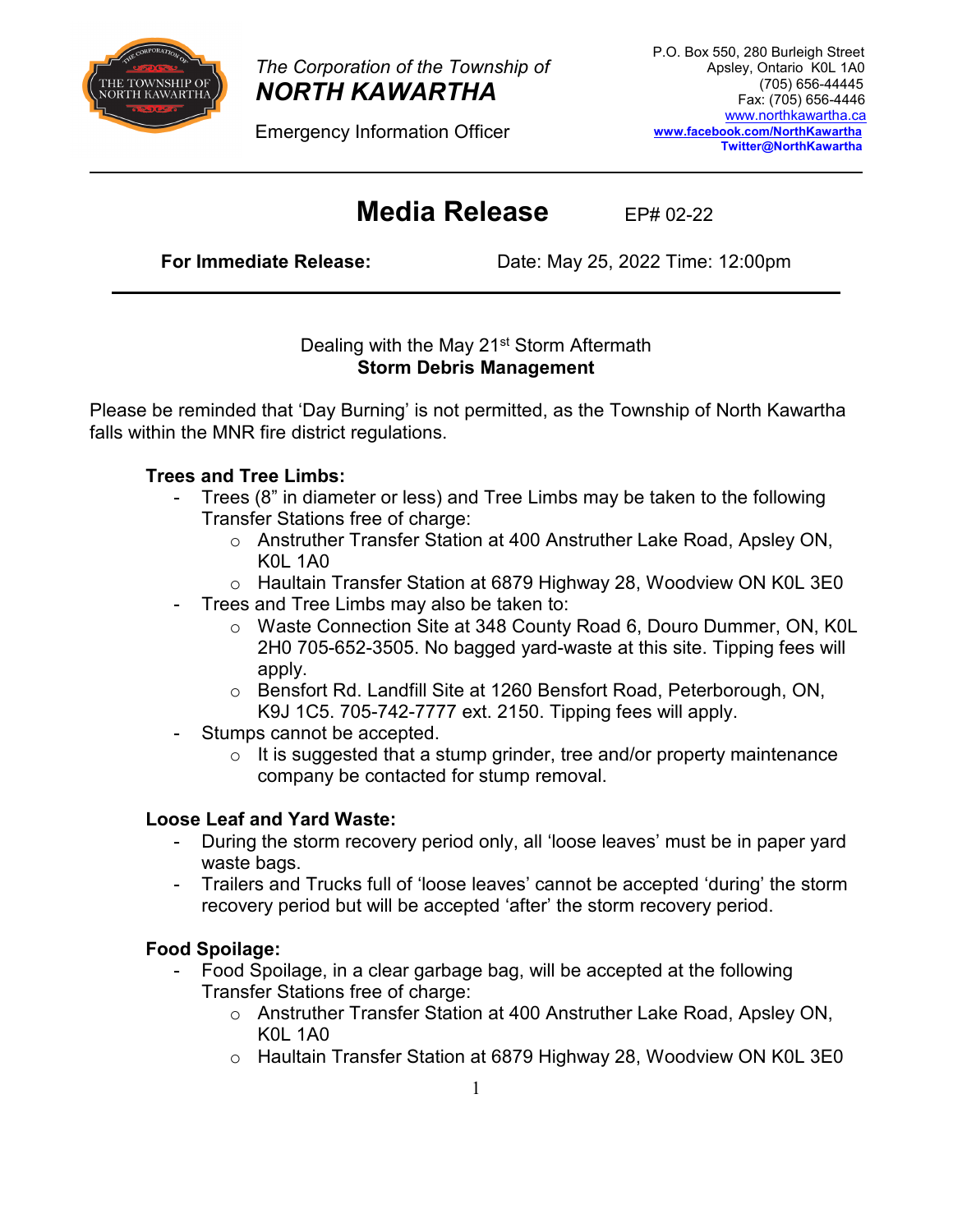The Corporation of the Township of
**NORTH KAWARTHA**

Emergency Information Officer

P.O. Box 550, 280 Burleigh Street
Apsley, Ontario K0L 1A0
(705) 656-44445
Fax: (705) 656-4446
www.northkawartha.ca
**www.facebook.com/NorthKawartha**
**Twitter@NorthKawartha**

---

# Media Release

EP# 02-22

**For Immediate Release:** Date: May 25, 2022 Time: 12:00pm

---

Dealing with the May 21st Storm Aftermath
**Storm Debris Management**

Please be reminded that 'Day Burning' is not permitted, as the Township of North Kawartha falls within the MNR fire district regulations.

**Trees and Tree Limbs:**

- Trees (8" in diameter or less) and Tree Limbs may be taken to the following Transfer Stations free of charge:
  - Anstruther Transfer Station at 400 Anstruther Lake Road, Apsley ON, K0L 1A0
  - Haultain Transfer Station at 6879 Highway 28, Woodview ON K0L 3E0
- Trees and Tree Limbs may also be taken to:
  - Waste Connection Site at 348 County Road 6, Douro Dummer, ON, K0L 2H0 705-652-3505. No bagged yard-waste at this site. Tipping fees will apply.
  - Bensfort Rd. Landfill Site at 1260 Bensfort Road, Peterborough, ON, K9J 1C5. 705-742-7777 ext. 2150. Tipping fees will apply.
- Stumps cannot be accepted.
  - It is suggested that a stump grinder, tree and/or property maintenance company be contacted for stump removal.

**Loose Leaf and Yard Waste:**

- During the storm recovery period only, all 'loose leaves' must be in paper yard waste bags.
- Trailers and Trucks full of 'loose leaves' cannot be accepted 'during' the storm recovery period but will be accepted 'after' the storm recovery period.

**Food Spoilage:**

- Food Spoilage, in a clear garbage bag, will be accepted at the following Transfer Stations free of charge:
  - Anstruther Transfer Station at 400 Anstruther Lake Road, Apsley ON, K0L 1A0
  - Haultain Transfer Station at 6879 Highway 28, Woodview ON K0L 3E0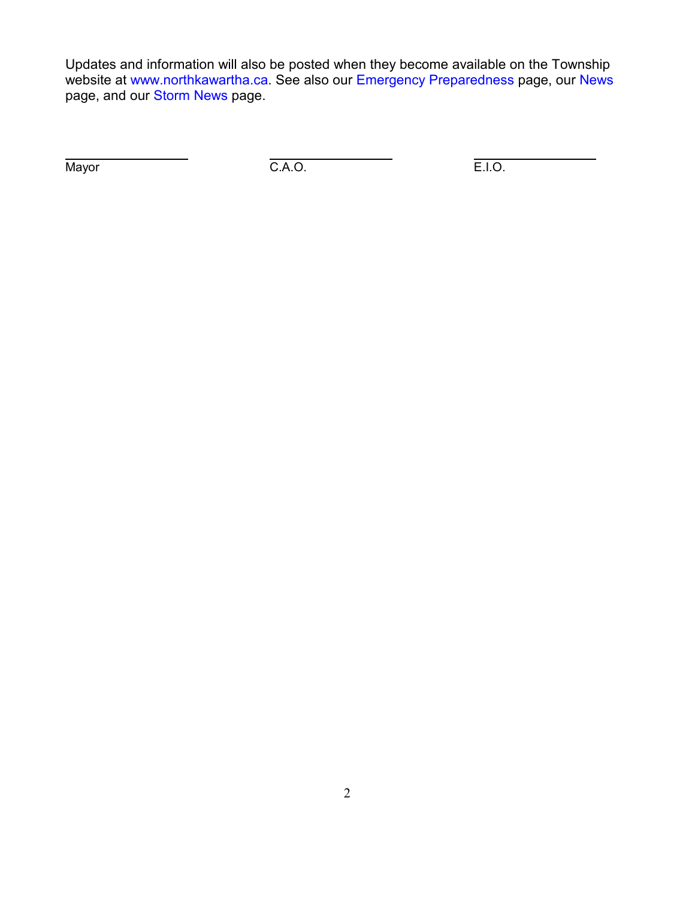Updates and information will also be posted when they become available on the Township website at www.northkawartha.ca. See also our Emergency Preparedness page, our News page, and our Storm News page.

| | | |
|---|---|---|
| Mayor | C.A.O. | E.I.O. |